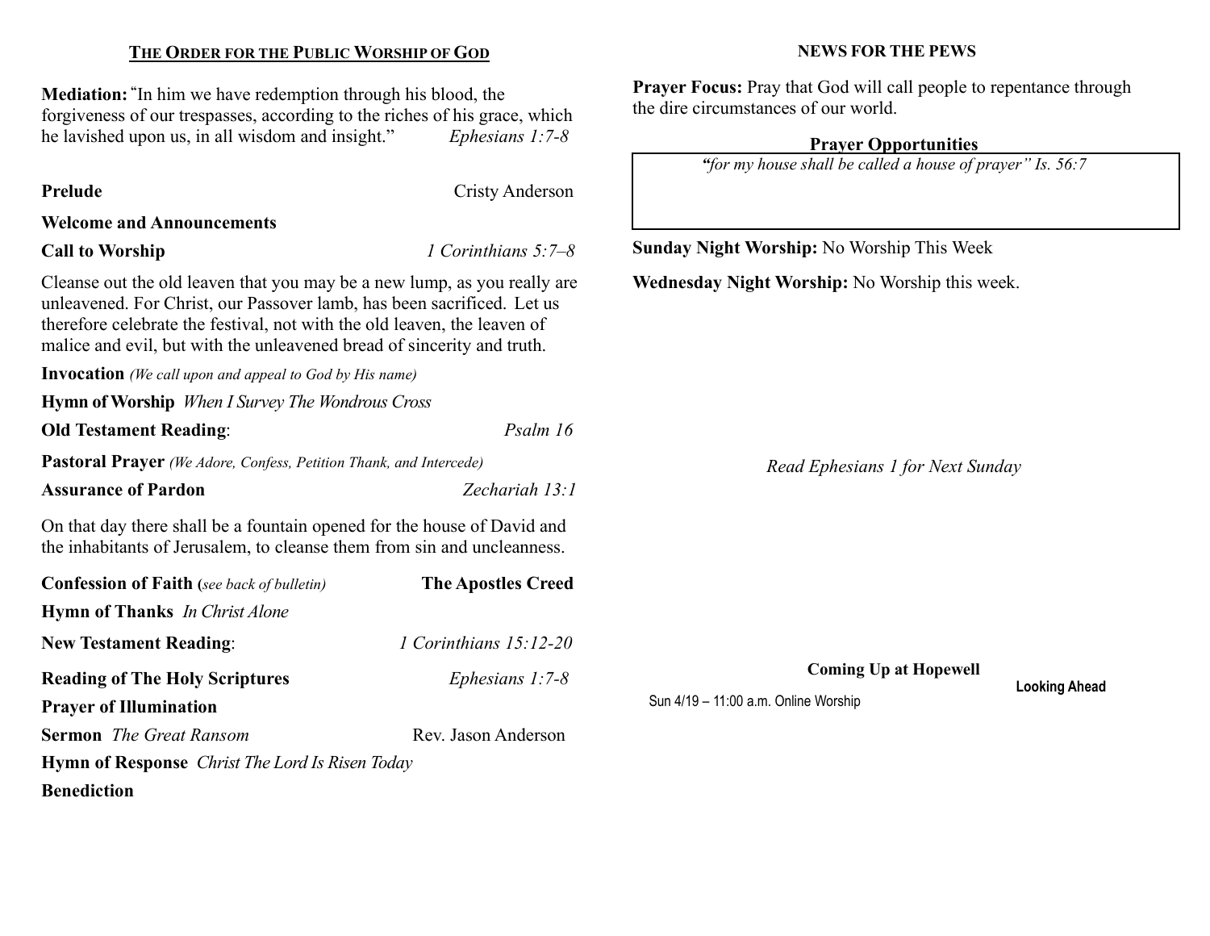## THE ORDER FOR THE PUBLIC WORSHIP OF GOD

**Mediation:** "In him we have redemption through his blood, the forgiveness of our trespasses, according to the riches of his grace, which he lavished upon us, in all wisdom and insight." *Ephesians 1:7-8*

**Prelude** Cristy Anderson

**Welcome and Announcements**

**Call to Worship** *1 Corinthians 5:7–8*

Cleanse out the old leaven that you may be a new lump, as you really are unleavened. For Christ, our Passover lamb, has been sacrificed. Let us therefore celebrate the festival, not with the old leaven, the leaven of malice and evil, but with the unleavened bread of sincerity and truth.

**Invocation** *(We call upon and appeal to God by His name)*

**Hymn of Worship** *When I Survey The Wondrous Cross*

**Old Testament Reading**: *Psalm 16*

**Pastoral Prayer** *(We Adore, Confess, Petition Thank, and Intercede)*

**Assurance of Pardon** *Zechariah 13:1*

On that day there shall be a fountain opened for the house of David and the inhabitants of Jerusalem, to cleanse them from sin and uncleanness.

**Confession of Faith** (*see back of bulletin*) **The Apostles Creed**

**Hymn of Thanks** *In Christ Alone*

**New Testament Reading**: *1 Corinthians 15:12-20*

**Reading of The Holy Scriptures** *Ephesians 1:7-8*

**Prayer of Illumination**

**Sermon** *The Great Ransom* Rev. Jason Anderson

**Hymn of Response** *Christ The Lord Is Risen Today*

**Benediction**

## NEWS FOR THE PEWS

**Prayer Focus:** Pray that God will call people to repentance through the dire circumstances of our world.

### Prayer Opportunities

*"for my house shall be called a house of prayer" Is. 56:7*

**Sunday Night Worship:** No Worship This Week

**Wednesday Night Worship:** No Worship this week.

*Read Ephesians 1 for Next Sunday*

### Coming Up at Hopewell

**Looking Ahead**

Sun 4/19 – 11:00 a.m. Online Worship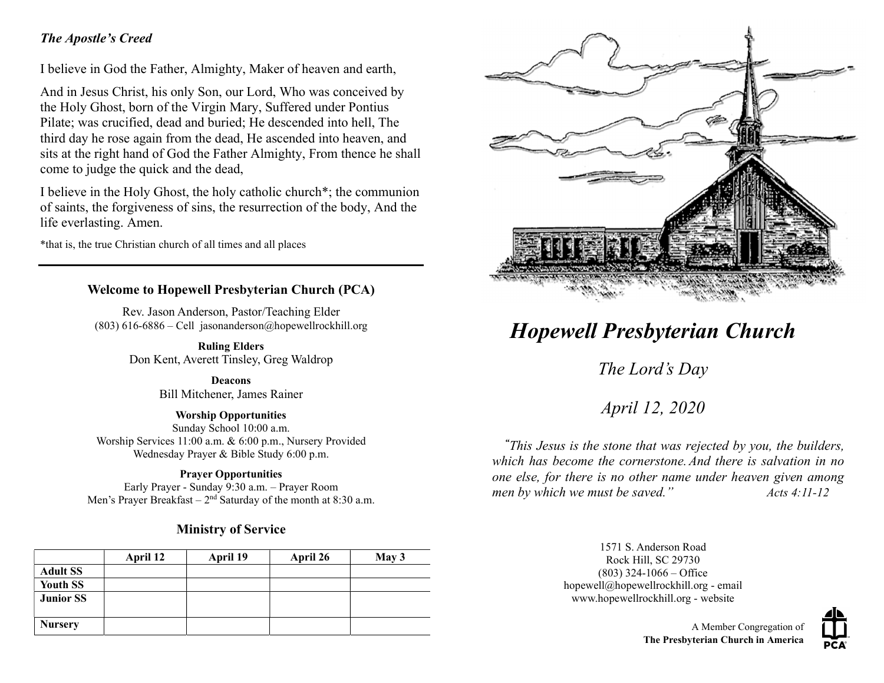*The Apostle's Creed*

I believe in God the Father, Almighty, Maker of heaven and earth,

And in Jesus Christ, his only Son, our Lord, Who was conceived by the Holy Ghost, born of the Virgin Mary, Suffered under Pontius Pilate; was crucified, dead and buried; He descended into hell, The third day he rose again from the dead, He ascended into heaven, and sits at the right hand of God the Father Almighty, From thence he shall come to judge the quick and the dead,

I believe in the Holy Ghost, the holy catholic church*; the communion of saints, the forgiveness of sins, the resurrection of the body, And the life everlasting. Amen.

*that is, the true Christian church of all times and all places

---

**Welcome to Hopewell Presbyterian Church (PCA)**

Rev. Jason Anderson, Pastor/Teaching Elder
(803) 616-6886 – Cell jasonanderson@hopewellrockhill.org

**Ruling Elders**
Don Kent, Averett Tinsley, Greg Waldrop

**Deacons**
Bill Mitchener, James Rainer

**Worship Opportunities**
Sunday School 10:00 a.m.
Worship Services 11:00 a.m. & 6:00 p.m., Nursery Provided
Wednesday Prayer & Bible Study 6:00 p.m.

**Prayer Opportunities**
Early Prayer - Sunday 9:30 a.m. – Prayer Room
Men's Prayer Breakfast – 2nd Saturday of the month at 8:30 a.m.

**Ministry of Service**

| | April 12 | April 19 | April 26 | May 3 |
|---|---|---|---|---|
| **Adult SS** | | | | |
| **Youth SS** | | | | |
| **Junior SS** | | | | |
| **Nursery** | | | | |

# *Hopewell Presbyterian Church*

*The Lord's Day*

*April 12, 2020*

*"This Jesus is the stone that was rejected by you, the builders, which has become the cornerstone. And there is salvation in no one else, for there is no other name under heaven given among men by which we must be saved."* *Acts 4:11-12*

1571 S. Anderson Road
Rock Hill, SC 29730
(803) 324-1066 – Office
hopewell@hopewellrockhill.org - email
www.hopewellrockhill.org - website

A Member Congregation of
**The Presbyterian Church in America**

PCA